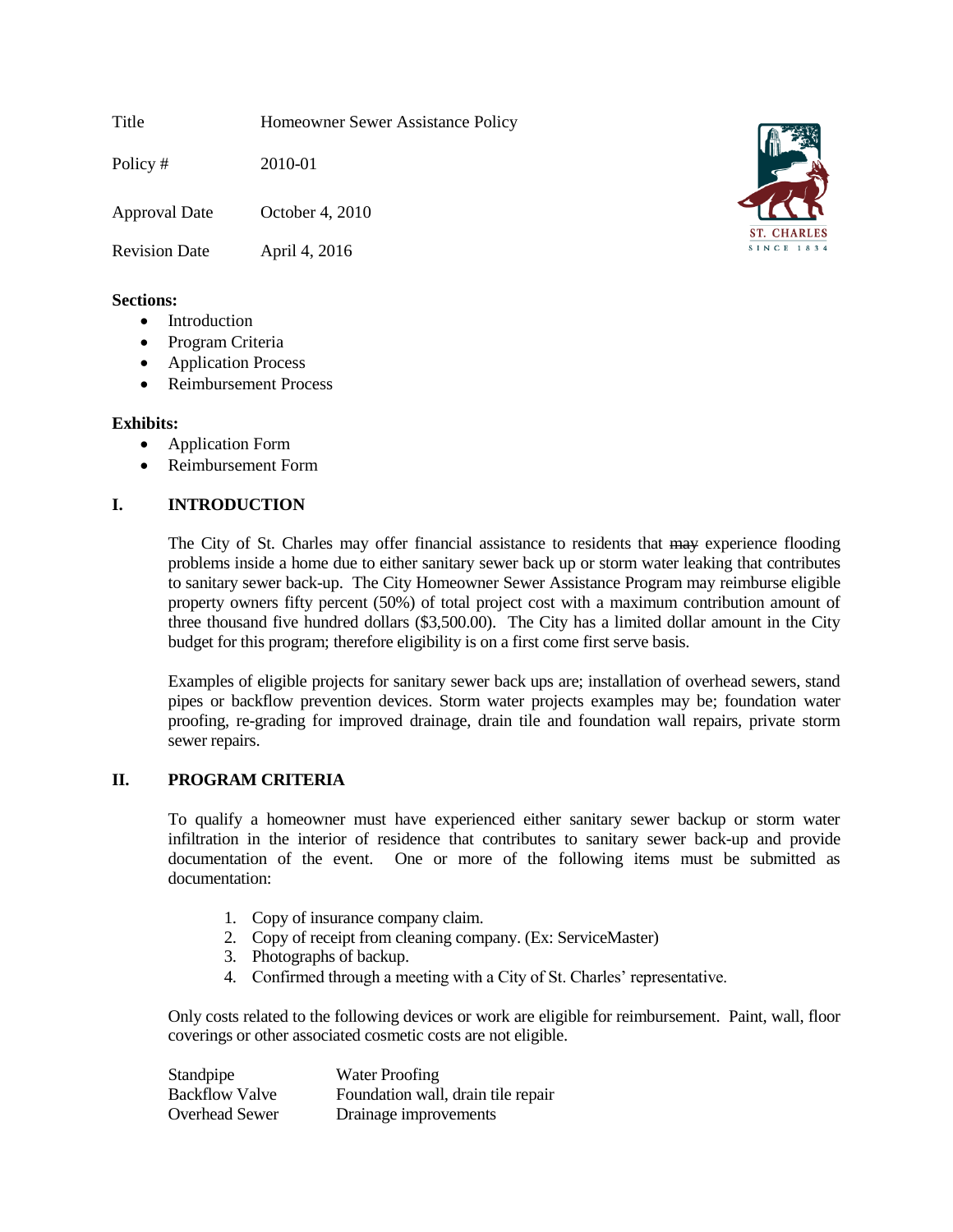| Title | Homeowner Sewer Assistance Policy |
|---|---|
| Policy # | 2010-01 |
| Approval Date | October 4, 2010 |
| Revision Date | April 4, 2016 |

**Sections:**

- Introduction
- Program Criteria
- Application Process
- Reimbursement Process

**Exhibits:**

- Application Form
- Reimbursement Form

## I. INTRODUCTION

The City of St. Charles may offer financial assistance to residents that ~~may~~ experience flooding problems inside a home due to either sanitary sewer back up or storm water leaking that contributes to sanitary sewer back-up. The City Homeowner Sewer Assistance Program may reimburse eligible property owners fifty percent (50%) of total project cost with a maximum contribution amount of three thousand five hundred dollars ($3,500.00). The City has a limited dollar amount in the City budget for this program; therefore eligibility is on a first come first serve basis.

Examples of eligible projects for sanitary sewer back ups are; installation of overhead sewers, stand pipes or backflow prevention devices. Storm water projects examples may be; foundation water proofing, re-grading for improved drainage, drain tile and foundation wall repairs, private storm sewer repairs.

## II. PROGRAM CRITERIA

To qualify a homeowner must have experienced either sanitary sewer backup or storm water infiltration in the interior of residence that contributes to sanitary sewer back-up and provide documentation of the event. One or more of the following items must be submitted as documentation:

1. Copy of insurance company claim.
2. Copy of receipt from cleaning company. (Ex: ServiceMaster)
3. Photographs of backup.
4. Confirmed through a meeting with a City of St. Charles' representative.

Only costs related to the following devices or work are eligible for reimbursement. Paint, wall, floor coverings or other associated cosmetic costs are not eligible.

| | |
|---|---|
| Standpipe | Water Proofing |
| Backflow Valve | Foundation wall, drain tile repair |
| Overhead Sewer | Drainage improvements |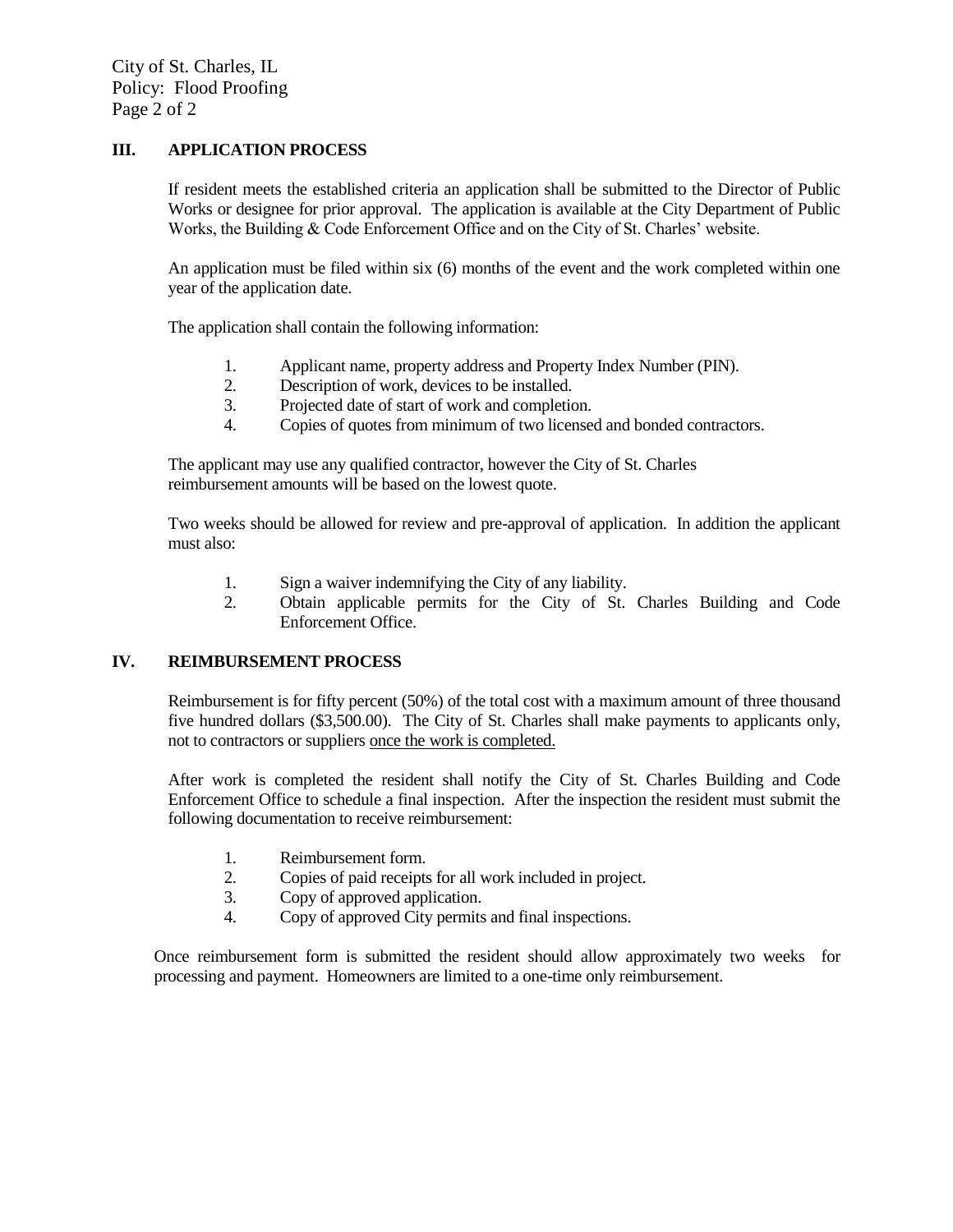## III. APPLICATION PROCESS

If resident meets the established criteria an application shall be submitted to the Director of Public Works or designee for prior approval. The application is available at the City Department of Public Works, the Building & Code Enforcement Office and on the City of St. Charles' website.

An application must be filed within six (6) months of the event and the work completed within one year of the application date.

The application shall contain the following information:

1. Applicant name, property address and Property Index Number (PIN).
2. Description of work, devices to be installed.
3. Projected date of start of work and completion.
4. Copies of quotes from minimum of two licensed and bonded contractors.

The applicant may use any qualified contractor, however the City of St. Charles reimbursement amounts will be based on the lowest quote.

Two weeks should be allowed for review and pre-approval of application. In addition the applicant must also:

1. Sign a waiver indemnifying the City of any liability.
2. Obtain applicable permits for the City of St. Charles Building and Code Enforcement Office.

## IV. REIMBURSEMENT PROCESS

Reimbursement is for fifty percent (50%) of the total cost with a maximum amount of three thousand five hundred dollars ($3,500.00). The City of St. Charles shall make payments to applicants only, not to contractors or suppliers <u>once the work is completed.</u>

After work is completed the resident shall notify the City of St. Charles Building and Code Enforcement Office to schedule a final inspection. After the inspection the resident must submit the following documentation to receive reimbursement:

1. Reimbursement form.
2. Copies of paid receipts for all work included in project.
3. Copy of approved application.
4. Copy of approved City permits and final inspections.

Once reimbursement form is submitted the resident should allow approximately two weeks for processing and payment. Homeowners are limited to a one-time only reimbursement.